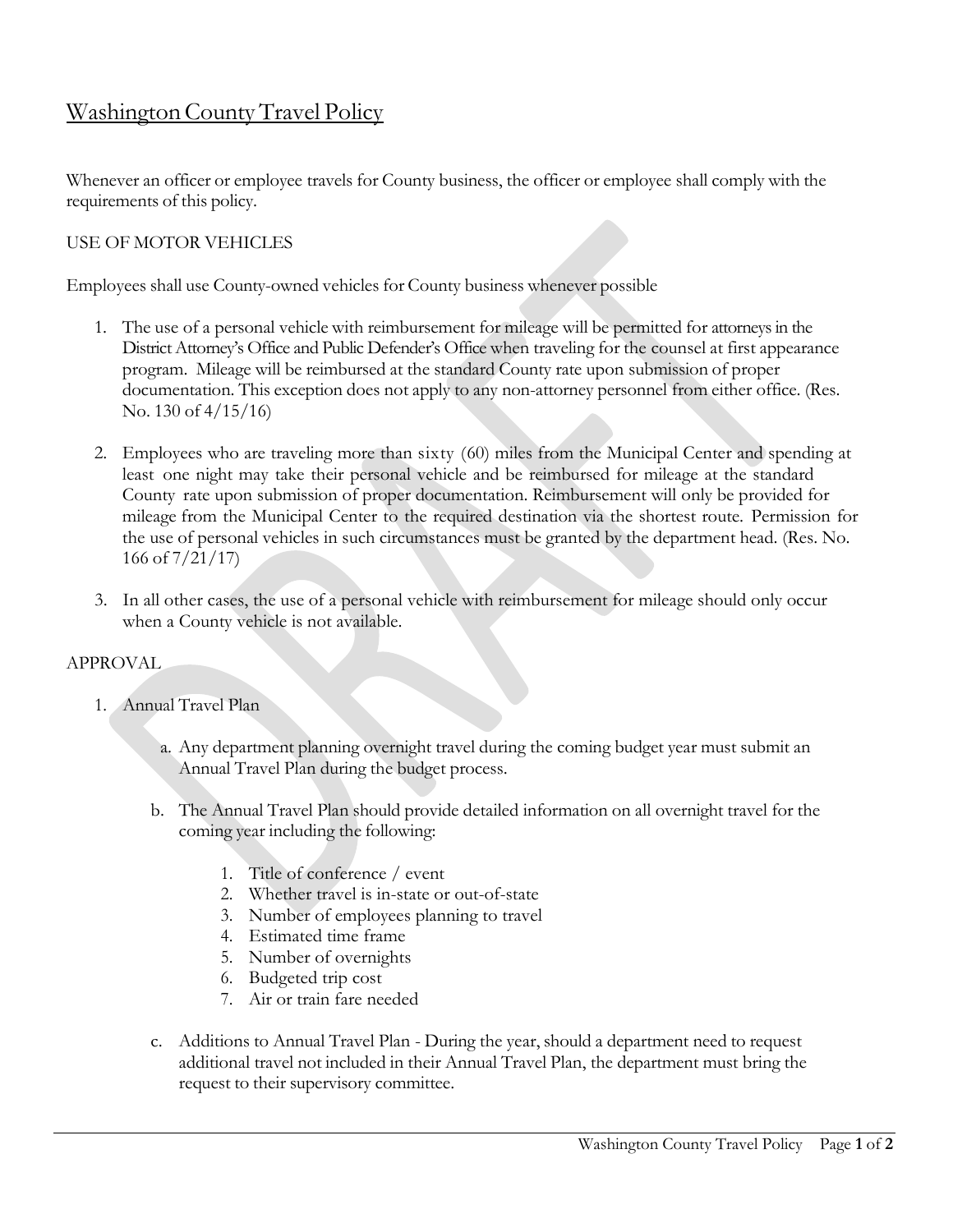# Washington County Travel Policy

Whenever an officer or employee travels for County business, the officer or employee shall comply with the requirements of this policy.

## USE OF MOTOR VEHICLES

Employees shall use County-owned vehicles for County business whenever possible

1. The use of a personal vehicle with reimbursement for mileage will be permitted for attorneys in the District Attorney's Office and Public Defender's Office when traveling for the counsel at first appearance program. Mileage will be reimbursed at the standard County rate upon submission of proper documentation. This exception does not apply to any non-attorney personnel from either office. (Res. No. 130 of 4/15/16)

2. Employees who are traveling more than sixty (60) miles from the Municipal Center and spending at least one night may take their personal vehicle and be reimbursed for mileage at the standard County rate upon submission of proper documentation. Reimbursement will only be provided for mileage from the Municipal Center to the required destination via the shortest route. Permission for the use of personal vehicles in such circumstances must be granted by the department head. (Res. No. 166 of 7/21/17)

3. In all other cases, the use of a personal vehicle with reimbursement for mileage should only occur when a County vehicle is not available.

## APPROVAL

1. Annual Travel Plan

   a. Any department planning overnight travel during the coming budget year must submit an Annual Travel Plan during the budget process.

   b. The Annual Travel Plan should provide detailed information on all overnight travel for the coming year including the following:

      1. Title of conference / event
      2. Whether travel is in-state or out-of-state
      3. Number of employees planning to travel
      4. Estimated time frame
      5. Number of overnights
      6. Budgeted trip cost
      7. Air or train fare needed

   c. Additions to Annual Travel Plan - During the year, should a department need to request additional travel not included in their Annual Travel Plan, the department must bring the request to their supervisory committee.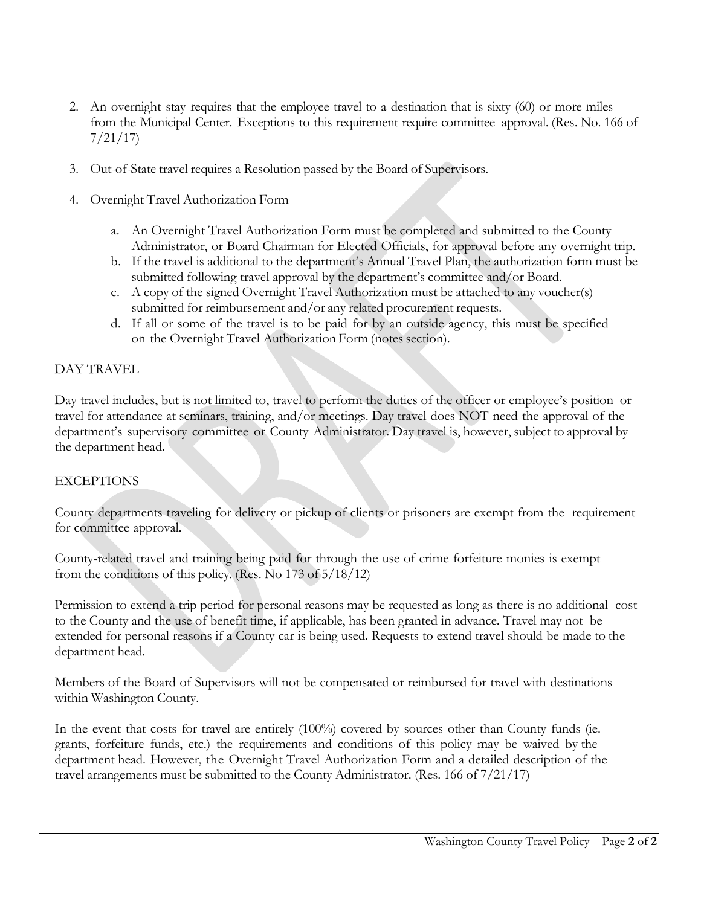2. An overnight stay requires that the employee travel to a destination that is sixty (60) or more miles from the Municipal Center. Exceptions to this requirement require committee approval. (Res. No. 166 of 7/21/17)

3. Out-of-State travel requires a Resolution passed by the Board of Supervisors.

4. Overnight Travel Authorization Form

   a. An Overnight Travel Authorization Form must be completed and submitted to the County Administrator, or Board Chairman for Elected Officials, for approval before any overnight trip.
   b. If the travel is additional to the department's Annual Travel Plan, the authorization form must be submitted following travel approval by the department's committee and/or Board.
   c. A copy of the signed Overnight Travel Authorization must be attached to any voucher(s) submitted for reimbursement and/or any related procurement requests.
   d. If all or some of the travel is to be paid for by an outside agency, this must be specified on the Overnight Travel Authorization Form (notes section).

## DAY TRAVEL

Day travel includes, but is not limited to, travel to perform the duties of the officer or employee's position or travel for attendance at seminars, training, and/or meetings. Day travel does NOT need the approval of the department's supervisory committee or County Administrator. Day travel is, however, subject to approval by the department head.

## EXCEPTIONS

County departments traveling for delivery or pickup of clients or prisoners are exempt from the requirement for committee approval.

County-related travel and training being paid for through the use of crime forfeiture monies is exempt from the conditions of this policy. (Res. No 173 of 5/18/12)

Permission to extend a trip period for personal reasons may be requested as long as there is no additional cost to the County and the use of benefit time, if applicable, has been granted in advance. Travel may not be extended for personal reasons if a County car is being used. Requests to extend travel should be made to the department head.

Members of the Board of Supervisors will not be compensated or reimbursed for travel with destinations within Washington County.

In the event that costs for travel are entirely (100%) covered by sources other than County funds (ie. grants, forfeiture funds, etc.) the requirements and conditions of this policy may be waived by the department head. However, the Overnight Travel Authorization Form and a detailed description of the travel arrangements must be submitted to the County Administrator. (Res. 166 of 7/21/17)